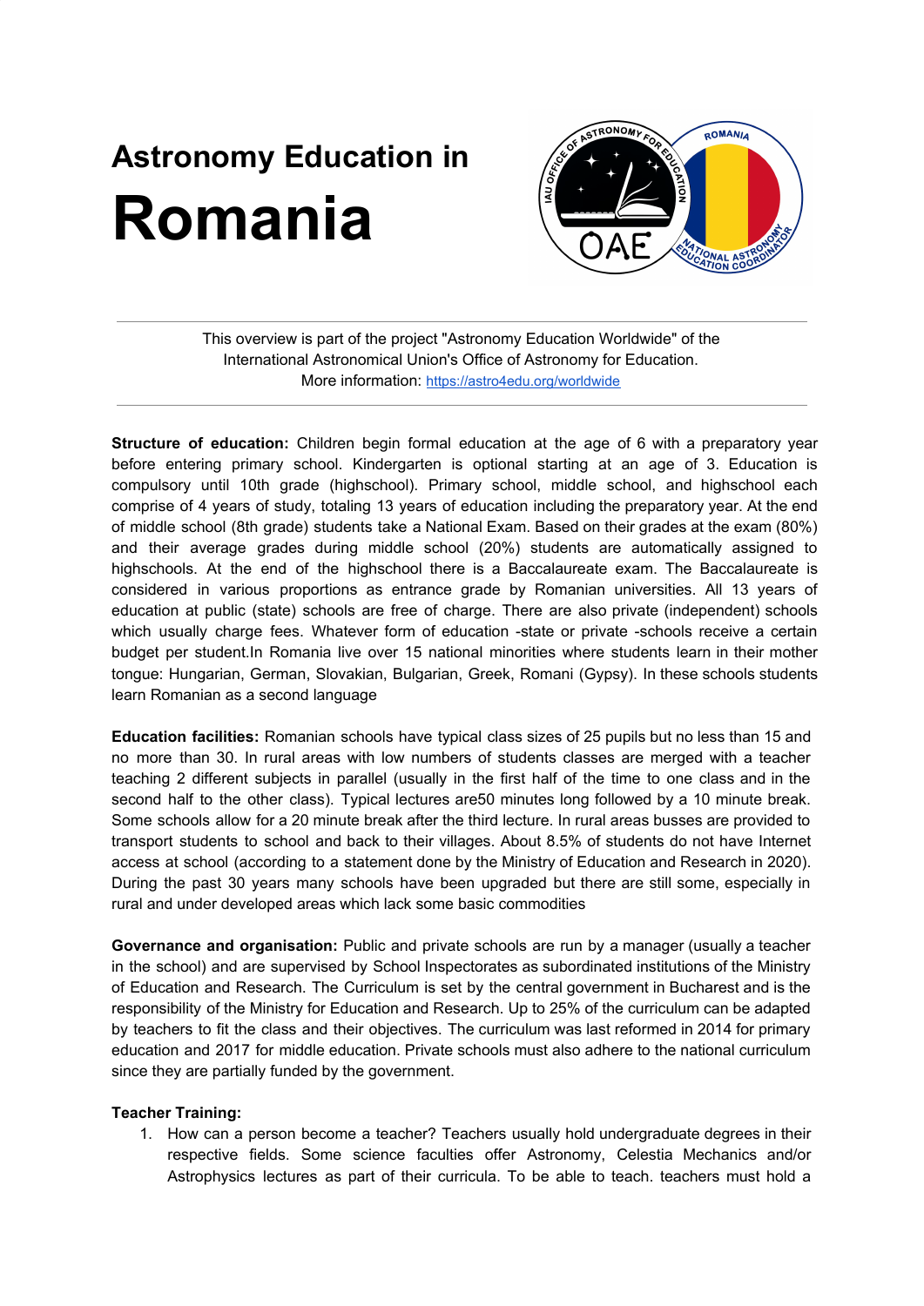# Astronomy Education in
# Romania

---

This overview is part of the project "Astronomy Education Worldwide" of the International Astronomical Union's Office of Astronomy for Education.
More information: https://astro4edu.org/worldwide

---

**Structure of education:** Children begin formal education at the age of 6 with a preparatory year before entering primary school. Kindergarten is optional starting at an age of 3. Education is compulsory until 10th grade (highschool). Primary school, middle school, and highschool each comprise of 4 years of study, totaling 13 years of education including the preparatory year. At the end of middle school (8th grade) students take a National Exam. Based on their grades at the exam (80%) and their average grades during middle school (20%) students are automatically assigned to highschools. At the end of the highschool there is a Baccalaureate exam. The Baccalaureate is considered in various proportions as entrance grade by Romanian universities. All 13 years of education at public (state) schools are free of charge. There are also private (independent) schools which usually charge fees. Whatever form of education -state or private -schools receive a certain budget per student.In Romania live over 15 national minorities where students learn in their mother tongue: Hungarian, German, Slovakian, Bulgarian, Greek, Romani (Gypsy). In these schools students learn Romanian as a second language

**Education facilities:** Romanian schools have typical class sizes of 25 pupils but no less than 15 and no more than 30. In rural areas with low numbers of students classes are merged with a teacher teaching 2 different subjects in parallel (usually in the first half of the time to one class and in the second half to the other class). Typical lectures are50 minutes long followed by a 10 minute break. Some schools allow for a 20 minute break after the third lecture. In rural areas busses are provided to transport students to school and back to their villages. About 8.5% of students do not have Internet access at school (according to a statement done by the Ministry of Education and Research in 2020). During the past 30 years many schools have been upgraded but there are still some, especially in rural and under developed areas which lack some basic commodities

**Governance and organisation:** Public and private schools are run by a manager (usually a teacher in the school) and are supervised by School Inspectorates as subordinated institutions of the Ministry of Education and Research. The Curriculum is set by the central government in Bucharest and is the responsibility of the Ministry for Education and Research. Up to 25% of the curriculum can be adapted by teachers to fit the class and their objectives. The curriculum was last reformed in 2014 for primary education and 2017 for middle education. Private schools must also adhere to the national curriculum since they are partially funded by the government.

**Teacher Training:**

1. How can a person become a teacher? Teachers usually hold undergraduate degrees in their respective fields. Some science faculties offer Astronomy, Celestia Mechanics and/or Astrophysics lectures as part of their curricula. To be able to teach. teachers must hold a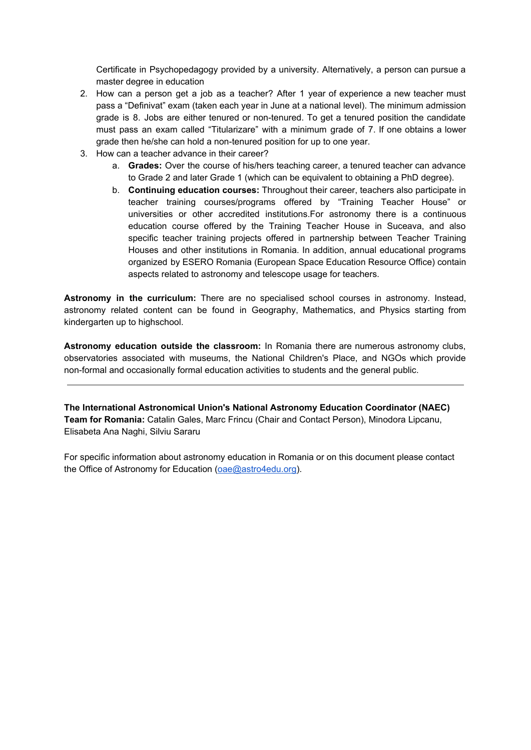Certificate in Psychopedagogy provided by a university. Alternatively, a person can pursue a master degree in education

2. How can a person get a job as a teacher? After 1 year of experience a new teacher must pass a "Definivat" exam (taken each year in June at a national level). The minimum admission grade is 8. Jobs are either tenured or non-tenured. To get a tenured position the candidate must pass an exam called "Titularizare" with a minimum grade of 7. If one obtains a lower grade then he/she can hold a non-tenured position for up to one year.
3. How can a teacher advance in their career?
   a. **Grades:** Over the course of his/hers teaching career, a tenured teacher can advance to Grade 2 and later Grade 1 (which can be equivalent to obtaining a PhD degree).
   b. **Continuing education courses:** Throughout their career, teachers also participate in teacher training courses/programs offered by "Training Teacher House" or universities or other accredited institutions.For astronomy there is a continuous education course offered by the Training Teacher House in Suceava, and also specific teacher training projects offered in partnership between Teacher Training Houses and other institutions in Romania. In addition, annual educational programs organized by ESERO Romania (European Space Education Resource Office) contain aspects related to astronomy and telescope usage for teachers.

**Astronomy in the curriculum:** There are no specialised school courses in astronomy. Instead, astronomy related content can be found in Geography, Mathematics, and Physics starting from kindergarten up to highschool.

**Astronomy education outside the classroom:** In Romania there are numerous astronomy clubs, observatories associated with museums, the National Children's Place, and NGOs which provide non-formal and occasionally formal education activities to students and the general public.

---

**The International Astronomical Union's National Astronomy Education Coordinator (NAEC) Team for Romania:** Catalin Gales, Marc Frincu (Chair and Contact Person), Minodora Lipcanu, Elisabeta Ana Naghi, Silviu Sararu

For specific information about astronomy education in Romania or on this document please contact the Office of Astronomy for Education (oae@astro4edu.org).